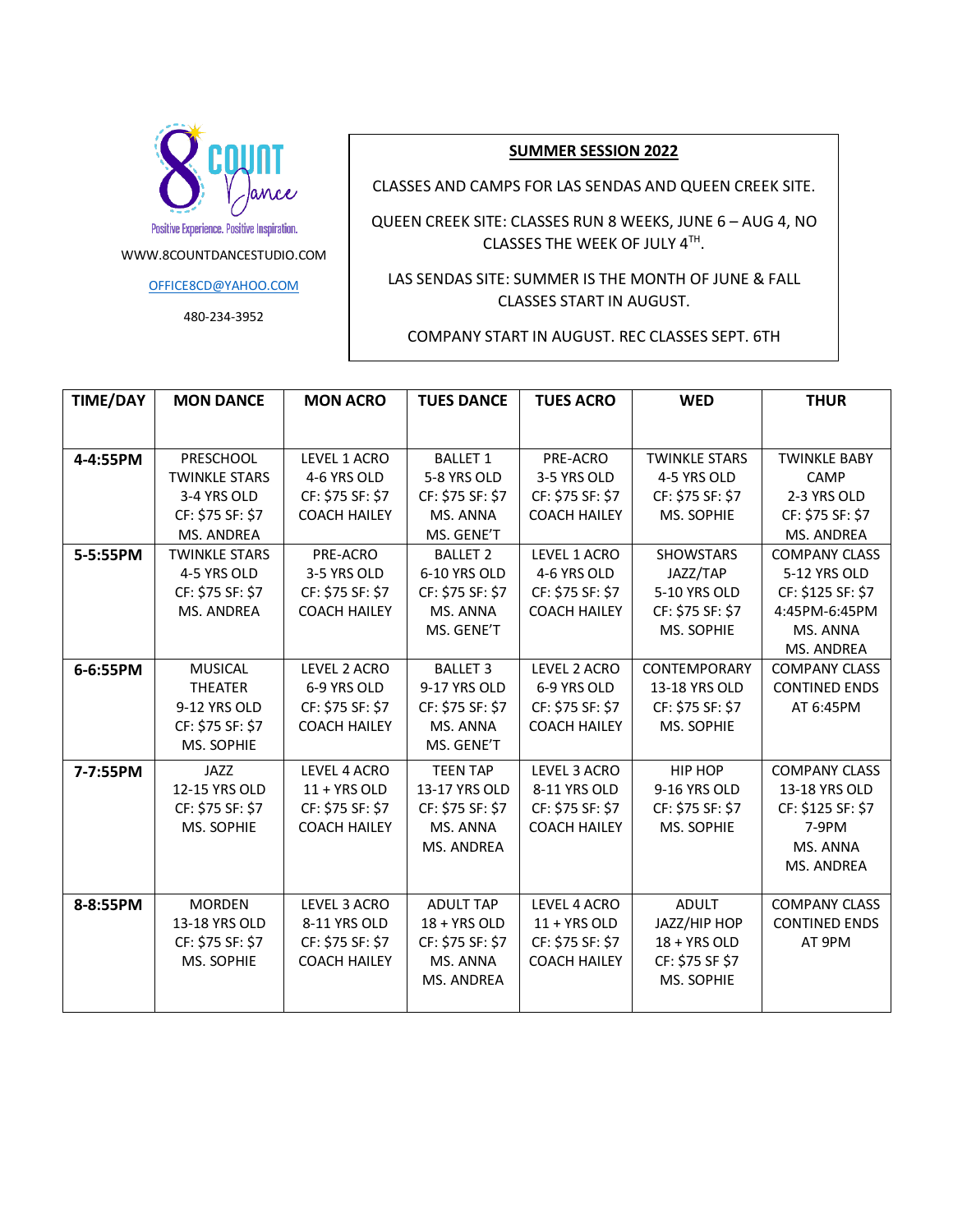8 COUNT Dance

Positive Experience. Positive Inspiration.

WWW.8COUNTDANCESTUDIO.COM

OFFICE8CD@YAHOO.COM

480-234-3952

**SUMMER SESSION 2022**

CLASSES AND CAMPS FOR LAS SENDAS AND QUEEN CREEK SITE.

QUEEN CREEK SITE: CLASSES RUN 8 WEEKS, JUNE 6 – AUG 4, NO CLASSES THE WEEK OF JULY 4TH.

LAS SENDAS SITE: SUMMER IS THE MONTH OF JUNE & FALL CLASSES START IN AUGUST.

COMPANY START IN AUGUST. REC CLASSES SEPT. 6TH

| TIME/DAY | MON DANCE | MON ACRO | TUES DANCE | TUES ACRO | WED | THUR |
|---|---|---|---|---|---|---|
| 4-4:55PM | PRESCHOOL TWINKLE STARS 3-4 YRS OLD CF: $75 SF: $7 MS. ANDREA | LEVEL 1 ACRO 4-6 YRS OLD CF: $75 SF: $7 COACH HAILEY | BALLET 1 5-8 YRS OLD CF: $75 SF: $7 MS. ANNA MS. GENE'T | PRE-ACRO 3-5 YRS OLD CF: $75 SF: $7 COACH HAILEY | TWINKLE STARS 4-5 YRS OLD CF: $75 SF: $7 MS. SOPHIE | TWINKLE BABY CAMP 2-3 YRS OLD CF: $75 SF: $7 MS. ANDREA |
| 5-5:55PM | TWINKLE STARS 4-5 YRS OLD CF: $75 SF: $7 MS. ANDREA | PRE-ACRO 3-5 YRS OLD CF: $75 SF: $7 COACH HAILEY | BALLET 2 6-10 YRS OLD CF: $75 SF: $7 MS. ANNA MS. GENE'T | LEVEL 1 ACRO 4-6 YRS OLD CF: $75 SF: $7 COACH HAILEY | SHOWSTARS JAZZ/TAP 5-10 YRS OLD CF: $75 SF: $7 MS. SOPHIE | COMPANY CLASS 5-12 YRS OLD CF: $125 SF: $7 4:45PM-6:45PM MS. ANNA MS. ANDREA |
| 6-6:55PM | MUSICAL THEATER 9-12 YRS OLD CF: $75 SF: $7 MS. SOPHIE | LEVEL 2 ACRO 6-9 YRS OLD CF: $75 SF: $7 COACH HAILEY | BALLET 3 9-17 YRS OLD CF: $75 SF: $7 MS. ANNA MS. GENE'T | LEVEL 2 ACRO 6-9 YRS OLD CF: $75 SF: $7 COACH HAILEY | CONTEMPORARY 13-18 YRS OLD CF: $75 SF: $7 MS. SOPHIE | COMPANY CLASS CONTINED ENDS AT 6:45PM |
| 7-7:55PM | JAZZ 12-15 YRS OLD CF: $75 SF: $7 MS. SOPHIE | LEVEL 4 ACRO 11 + YRS OLD CF: $75 SF: $7 COACH HAILEY | TEEN TAP 13-17 YRS OLD CF: $75 SF: $7 MS. ANNA MS. ANDREA | LEVEL 3 ACRO 8-11 YRS OLD CF: $75 SF: $7 COACH HAILEY | HIP HOP 9-16 YRS OLD CF: $75 SF: $7 MS. SOPHIE | COMPANY CLASS 13-18 YRS OLD CF: $125 SF: $7 7-9PM MS. ANNA MS. ANDREA |
| 8-8:55PM | MORDEN 13-18 YRS OLD CF: $75 SF: $7 MS. SOPHIE | LEVEL 3 ACRO 8-11 YRS OLD CF: $75 SF: $7 COACH HAILEY | ADULT TAP 18 + YRS OLD CF: $75 SF: $7 MS. ANNA MS. ANDREA | LEVEL 4 ACRO 11 + YRS OLD CF: $75 SF: $7 COACH HAILEY | ADULT JAZZ/HIP HOP 18 + YRS OLD CF: $75 SF $7 MS. SOPHIE | COMPANY CLASS CONTINED ENDS AT 9PM |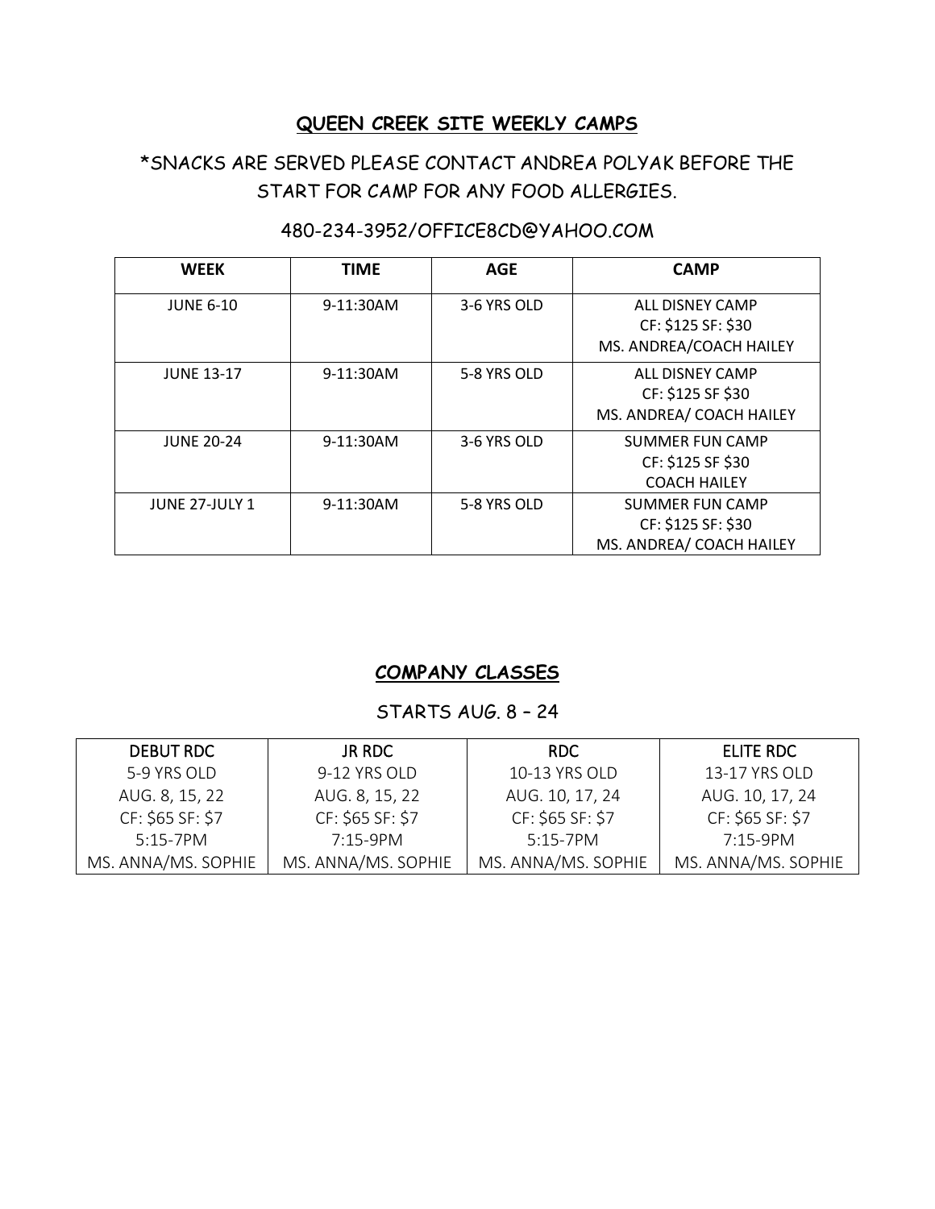## QUEEN CREEK SITE WEEKLY CAMPS

*SNACKS ARE SERVED PLEASE CONTACT ANDREA POLYAK BEFORE THE START FOR CAMP FOR ANY FOOD ALLERGIES.

480-234-3952/OFFICE8CD@YAHOO.COM

| WEEK | TIME | AGE | CAMP |
|---|---|---|---|
| JUNE 6-10 | 9-11:30AM | 3-6 YRS OLD | ALL DISNEY CAMP<br>CF: $125 SF: $30<br>MS. ANDREA/COACH HAILEY |
| JUNE 13-17 | 9-11:30AM | 5-8 YRS OLD | ALL DISNEY CAMP<br>CF: $125 SF $30<br>MS. ANDREA/ COACH HAILEY |
| JUNE 20-24 | 9-11:30AM | 3-6 YRS OLD | SUMMER FUN CAMP<br>CF: $125 SF $30<br>COACH HAILEY |
| JUNE 27-JULY 1 | 9-11:30AM | 5-8 YRS OLD | SUMMER FUN CAMP<br>CF: $125 SF: $30<br>MS. ANDREA/ COACH HAILEY |

## COMPANY CLASSES

STARTS AUG. 8 – 24

| DEBUT RDC | JR RDC | RDC | ELITE RDC |
|---|---|---|---|
| 5-9 YRS OLD | 9-12 YRS OLD | 10-13 YRS OLD | 13-17 YRS OLD |
| AUG. 8, 15, 22 | AUG. 8, 15, 22 | AUG. 10, 17, 24 | AUG. 10, 17, 24 |
| CF: $65 SF: $7 | CF: $65 SF: $7 | CF: $65 SF: $7 | CF: $65 SF: $7 |
| 5:15-7PM | 7:15-9PM | 5:15-7PM | 7:15-9PM |
| MS. ANNA/MS. SOPHIE | MS. ANNA/MS. SOPHIE | MS. ANNA/MS. SOPHIE | MS. ANNA/MS. SOPHIE |